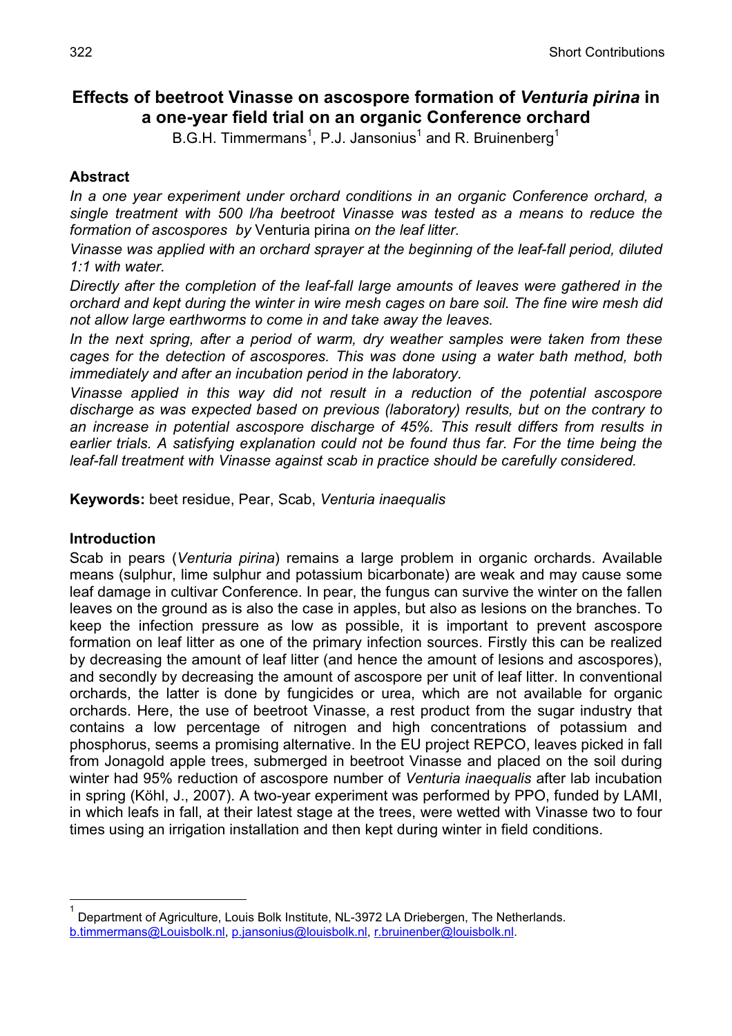# Effects of beetroot Vinasse on ascospore formation of *Venturia pirina* in a one-year field trial on an organic Conference orchard

B.G.H. Timmermans[1], P.J. Jansonius[1] and R. Bruinenberg[1]

## Abstract

*In a one year experiment under orchard conditions in an organic Conference orchard, a single treatment with 500 l/ha beetroot Vinasse was tested as a means to reduce the formation of ascospores by* Venturia pirina *on the leaf litter.*

*Vinasse was applied with an orchard sprayer at the beginning of the leaf-fall period, diluted 1:1 with water.*

*Directly after the completion of the leaf-fall large amounts of leaves were gathered in the orchard and kept during the winter in wire mesh cages on bare soil. The fine wire mesh did not allow large earthworms to come in and take away the leaves.*

*In the next spring, after a period of warm, dry weather samples were taken from these cages for the detection of ascospores. This was done using a water bath method, both immediately and after an incubation period in the laboratory.*

*Vinasse applied in this way did not result in a reduction of the potential ascospore discharge as was expected based on previous (laboratory) results, but on the contrary to an increase in potential ascospore discharge of 45%. This result differs from results in earlier trials. A satisfying explanation could not be found thus far. For the time being the leaf-fall treatment with Vinasse against scab in practice should be carefully considered.*

**Keywords:** beet residue, Pear, Scab, *Venturia inaequalis*

## Introduction

Scab in pears (*Venturia pirina*) remains a large problem in organic orchards. Available means (sulphur, lime sulphur and potassium bicarbonate) are weak and may cause some leaf damage in cultivar Conference. In pear, the fungus can survive the winter on the fallen leaves on the ground as is also the case in apples, but also as lesions on the branches. To keep the infection pressure as low as possible, it is important to prevent ascospore formation on leaf litter as one of the primary infection sources. Firstly this can be realized by decreasing the amount of leaf litter (and hence the amount of lesions and ascospores), and secondly by decreasing the amount of ascospore per unit of leaf litter. In conventional orchards, the latter is done by fungicides or urea, which are not available for organic orchards. Here, the use of beetroot Vinasse, a rest product from the sugar industry that contains a low percentage of nitrogen and high concentrations of potassium and phosphorus, seems a promising alternative. In the EU project REPCO, leaves picked in fall from Jonagold apple trees, submerged in beetroot Vinasse and placed on the soil during winter had 95% reduction of ascospore number of *Venturia inaequalis* after lab incubation in spring (Köhl, J., 2007). A two-year experiment was performed by PPO, funded by LAMI, in which leafs in fall, at their latest stage at the trees, were wetted with Vinasse two to four times using an irrigation installation and then kept during winter in field conditions.

[1] Department of Agriculture, Louis Bolk Institute, NL-3972 LA Driebergen, The Netherlands. b.timmermans@Louisbolk.nl, p.jansonius@louisbolk.nl, r.bruinenber@louisbolk.nl.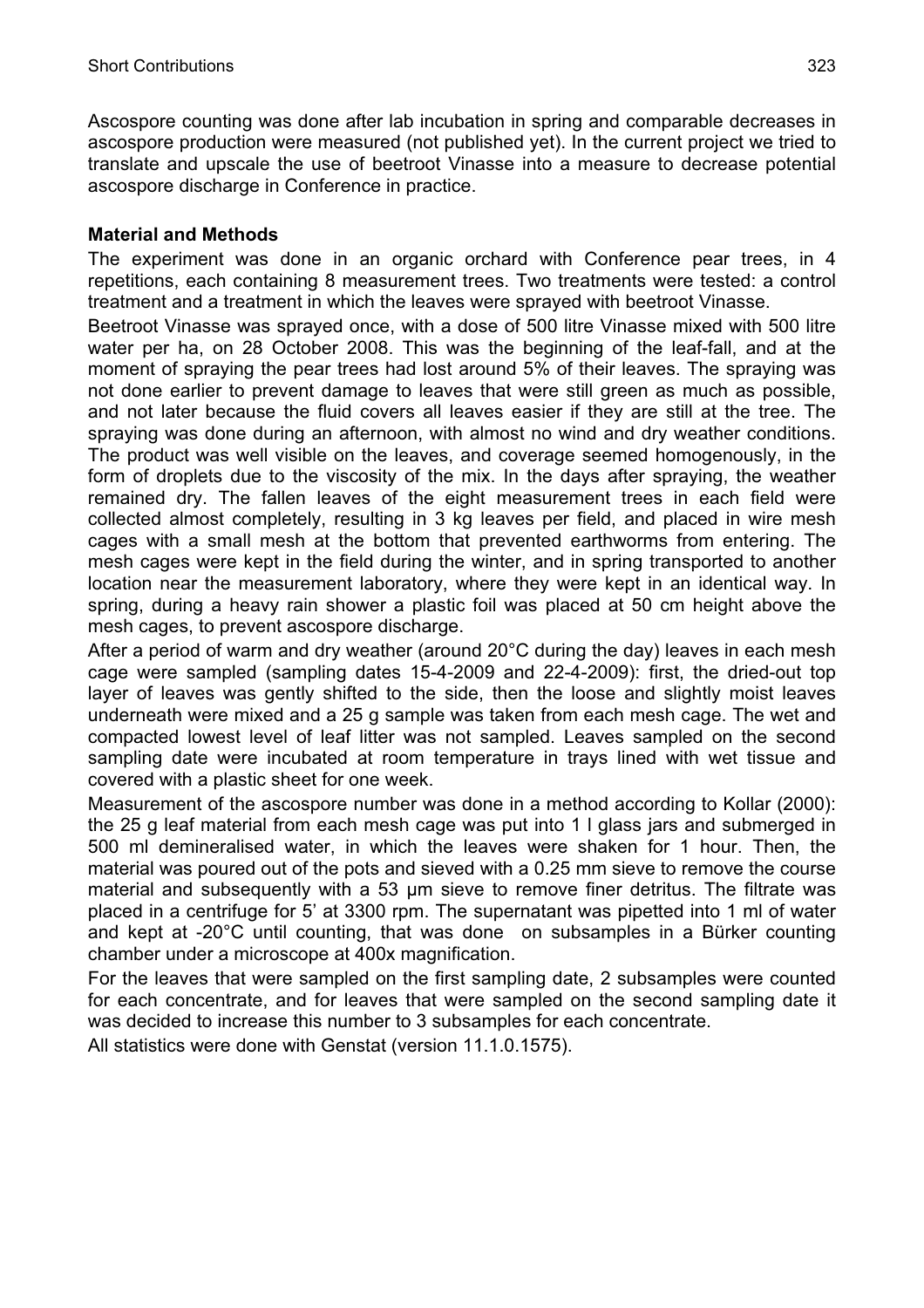Ascospore counting was done after lab incubation in spring and comparable decreases in ascospore production were measured (not published yet). In the current project we tried to translate and upscale the use of beetroot Vinasse into a measure to decrease potential ascospore discharge in Conference in practice.

**Material and Methods**

The experiment was done in an organic orchard with Conference pear trees, in 4 repetitions, each containing 8 measurement trees. Two treatments were tested: a control treatment and a treatment in which the leaves were sprayed with beetroot Vinasse.

Beetroot Vinasse was sprayed once, with a dose of 500 litre Vinasse mixed with 500 litre water per ha, on 28 October 2008. This was the beginning of the leaf-fall, and at the moment of spraying the pear trees had lost around 5% of their leaves. The spraying was not done earlier to prevent damage to leaves that were still green as much as possible, and not later because the fluid covers all leaves easier if they are still at the tree. The spraying was done during an afternoon, with almost no wind and dry weather conditions. The product was well visible on the leaves, and coverage seemed homogenously, in the form of droplets due to the viscosity of the mix. In the days after spraying, the weather remained dry. The fallen leaves of the eight measurement trees in each field were collected almost completely, resulting in 3 kg leaves per field, and placed in wire mesh cages with a small mesh at the bottom that prevented earthworms from entering. The mesh cages were kept in the field during the winter, and in spring transported to another location near the measurement laboratory, where they were kept in an identical way. In spring, during a heavy rain shower a plastic foil was placed at 50 cm height above the mesh cages, to prevent ascospore discharge.

After a period of warm and dry weather (around 20°C during the day) leaves in each mesh cage were sampled (sampling dates 15-4-2009 and 22-4-2009): first, the dried-out top layer of leaves was gently shifted to the side, then the loose and slightly moist leaves underneath were mixed and a 25 g sample was taken from each mesh cage. The wet and compacted lowest level of leaf litter was not sampled. Leaves sampled on the second sampling date were incubated at room temperature in trays lined with wet tissue and covered with a plastic sheet for one week.

Measurement of the ascospore number was done in a method according to Kollar (2000): the 25 g leaf material from each mesh cage was put into 1 l glass jars and submerged in 500 ml demineralised water, in which the leaves were shaken for 1 hour. Then, the material was poured out of the pots and sieved with a 0.25 mm sieve to remove the course material and subsequently with a 53 µm sieve to remove finer detritus. The filtrate was placed in a centrifuge for 5' at 3300 rpm. The supernatant was pipetted into 1 ml of water and kept at -20°C until counting, that was done on subsamples in a Bürker counting chamber under a microscope at 400x magnification.

For the leaves that were sampled on the first sampling date, 2 subsamples were counted for each concentrate, and for leaves that were sampled on the second sampling date it was decided to increase this number to 3 subsamples for each concentrate.

All statistics were done with Genstat (version 11.1.0.1575).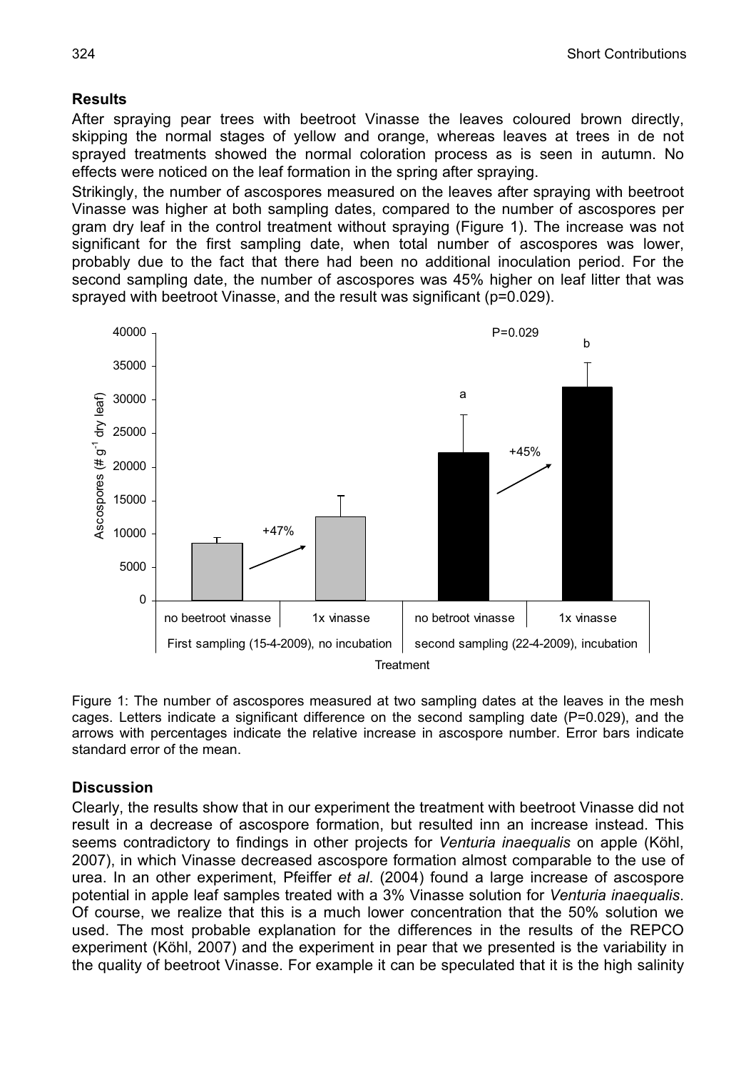## Results

After spraying pear trees with beetroot Vinasse the leaves coloured brown directly, skipping the normal stages of yellow and orange, whereas leaves at trees in de not sprayed treatments showed the normal coloration process as is seen in autumn. No effects were noticed on the leaf formation in the spring after spraying.

Strikingly, the number of ascospores measured on the leaves after spraying with beetroot Vinasse was higher at both sampling dates, compared to the number of ascospores per gram dry leaf in the control treatment without spraying (Figure 1). The increase was not significant for the first sampling date, when total number of ascospores was lower, probably due to the fact that there had been no additional inoculation period. For the second sampling date, the number of ascospores was 45% higher on leaf litter that was sprayed with beetroot Vinasse, and the result was significant (p=0.029).

Figure 1: The number of ascospores measured at two sampling dates at the leaves in the mesh cages. Letters indicate a significant difference on the second sampling date (P=0.029), and the arrows with percentages indicate the relative increase in ascospore number. Error bars indicate standard error of the mean.

## Discussion

Clearly, the results show that in our experiment the treatment with beetroot Vinasse did not result in a decrease of ascospore formation, but resulted inn an increase instead. This seems contradictory to findings in other projects for *Venturia inaequalis* on apple (Köhl, 2007), in which Vinasse decreased ascospore formation almost comparable to the use of urea. In an other experiment, Pfeiffer *et al*. (2004) found a large increase of ascospore potential in apple leaf samples treated with a 3% Vinasse solution for *Venturia inaequalis*. Of course, we realize that this is a much lower concentration that the 50% solution we used. The most probable explanation for the differences in the results of the REPCO experiment (Köhl, 2007) and the experiment in pear that we presented is the variability in the quality of beetroot Vinasse. For example it can be speculated that it is the high salinity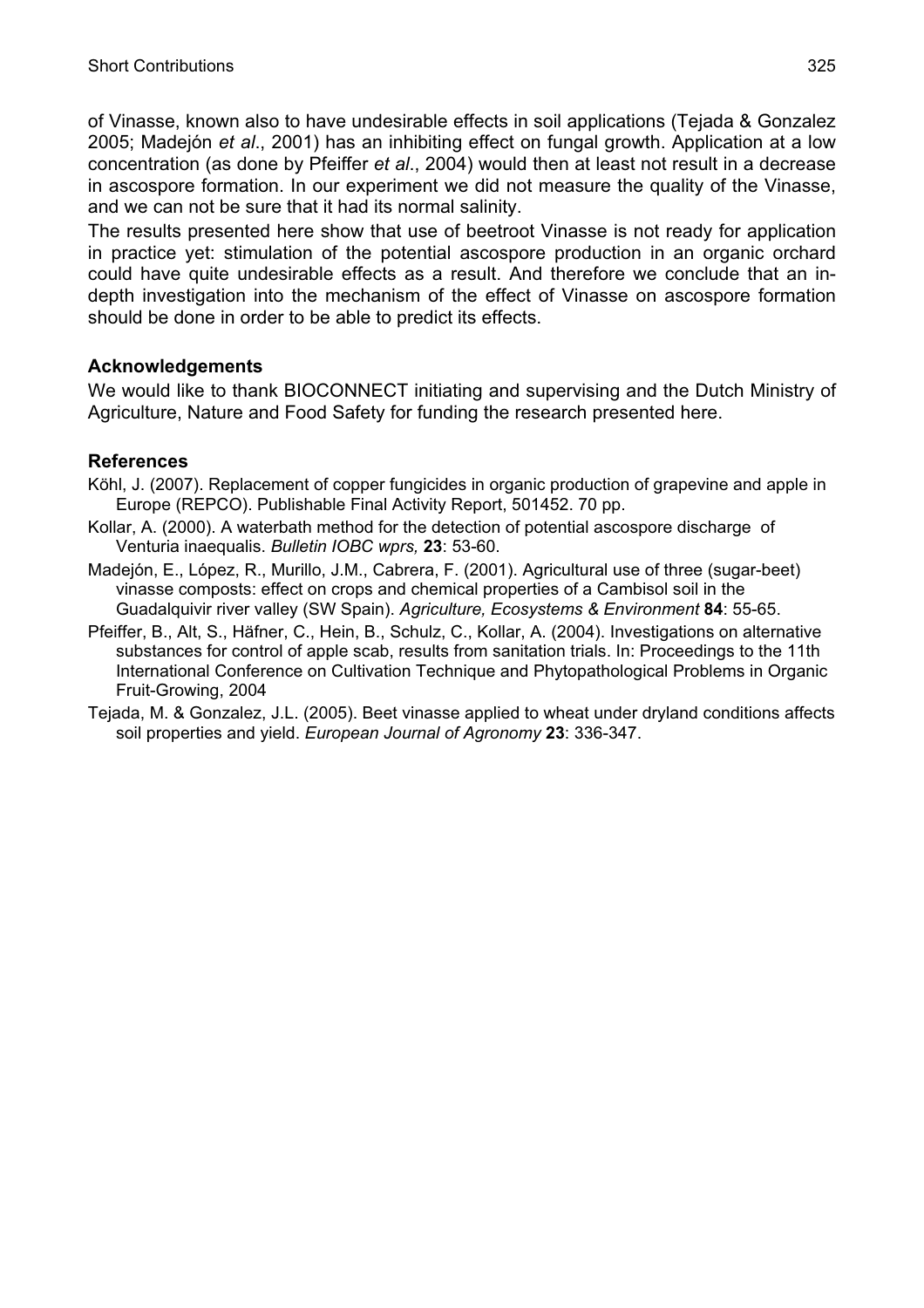of Vinasse, known also to have undesirable effects in soil applications (Tejada & Gonzalez 2005; Madejón *et al*., 2001) has an inhibiting effect on fungal growth. Application at a low concentration (as done by Pfeiffer *et al*., 2004) would then at least not result in a decrease in ascospore formation. In our experiment we did not measure the quality of the Vinasse, and we can not be sure that it had its normal salinity.

The results presented here show that use of beetroot Vinasse is not ready for application in practice yet: stimulation of the potential ascospore production in an organic orchard could have quite undesirable effects as a result. And therefore we conclude that an in-depth investigation into the mechanism of the effect of Vinasse on ascospore formation should be done in order to be able to predict its effects.

## Acknowledgements

We would like to thank BIOCONNECT initiating and supervising and the Dutch Ministry of Agriculture, Nature and Food Safety for funding the research presented here.

## References

Köhl, J. (2007). Replacement of copper fungicides in organic production of grapevine and apple in Europe (REPCO). Publishable Final Activity Report, 501452. 70 pp.

Kollar, A. (2000). A waterbath method for the detection of potential ascospore discharge of Venturia inaequalis. *Bulletin IOBC wprs,* **23**: 53-60.

Madejón, E., López, R., Murillo, J.M., Cabrera, F. (2001). Agricultural use of three (sugar-beet) vinasse composts: effect on crops and chemical properties of a Cambisol soil in the Guadalquivir river valley (SW Spain). *Agriculture, Ecosystems & Environment* **84**: 55-65.

Pfeiffer, B., Alt, S., Häfner, C., Hein, B., Schulz, C., Kollar, A. (2004). Investigations on alternative substances for control of apple scab, results from sanitation trials. In: Proceedings to the 11th International Conference on Cultivation Technique and Phytopathological Problems in Organic Fruit-Growing, 2004

Tejada, M. & Gonzalez, J.L. (2005). Beet vinasse applied to wheat under dryland conditions affects soil properties and yield. *European Journal of Agronomy* **23**: 336-347.